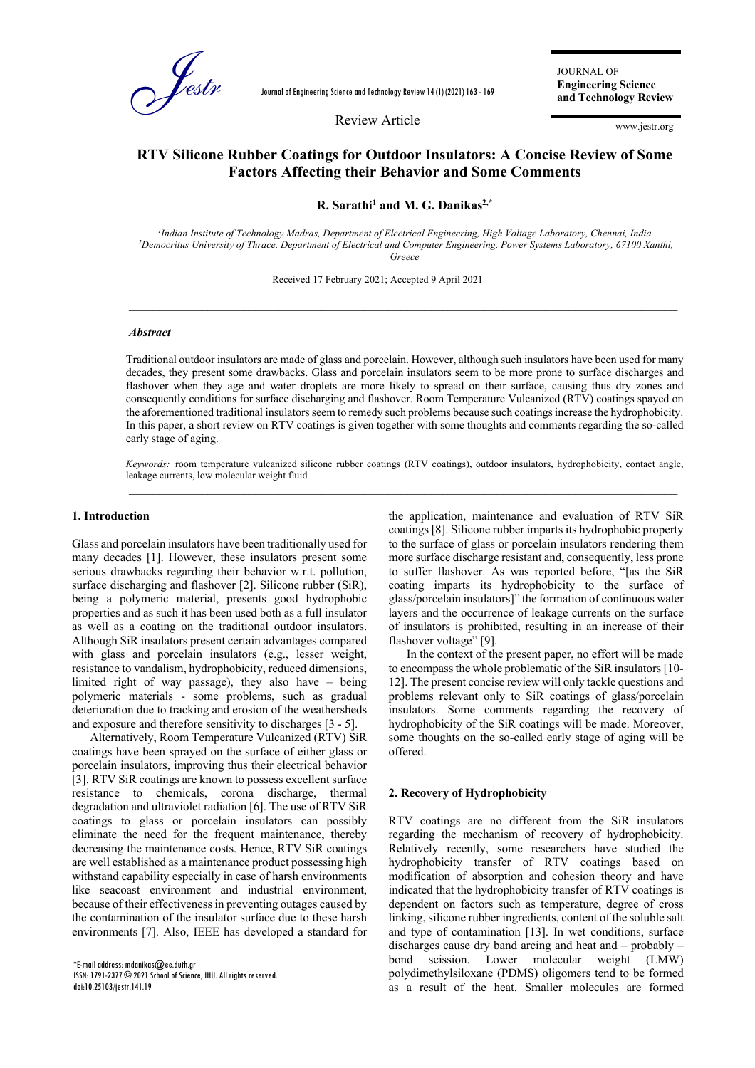Review Article

# RTV Silicone Rubber Coatings for Outdoor Insulators: A Concise Review of Some Factors Affecting their Behavior and Some Comments

**R. Sarathi[1] and M. G. Danikas[2,*]**

[1]*Indian Institute of Technology Madras, Department of Electrical Engineering, High Voltage Laboratory, Chennai, India*
[2]*Democritus University of Thrace, Department of Electrical and Computer Engineering, Power Systems Laboratory, 67100 Xanthi, Greece*

Received 17 February 2021; Accepted 9 April 2021

### *Abstract*

Traditional outdoor insulators are made of glass and porcelain. However, although such insulators have been used for many decades, they present some drawbacks. Glass and porcelain insulators seem to be more prone to surface discharges and flashover when they age and water droplets are more likely to spread on their surface, causing thus dry zones and consequently conditions for surface discharging and flashover. Room Temperature Vulcanized (RTV) coatings spayed on the aforementioned traditional insulators seem to remedy such problems because such coatings increase the hydrophobicity. In this paper, a short review on RTV coatings is given together with some thoughts and comments regarding the so-called early stage of aging.

*Keywords:* room temperature vulcanized silicone rubber coatings (RTV coatings), outdoor insulators, hydrophobicity, contact angle, leakage currents, low molecular weight fluid

## 1. Introduction

Glass and porcelain insulators have been traditionally used for many decades [1]. However, these insulators present some serious drawbacks regarding their behavior w.r.t. pollution, surface discharging and flashover [2]. Silicone rubber (SiR), being a polymeric material, presents good hydrophobic properties and as such it has been used both as a full insulator as well as a coating on the traditional outdoor insulators. Although SiR insulators present certain advantages compared with glass and porcelain insulators (e.g., lesser weight, resistance to vandalism, hydrophobicity, reduced dimensions, limited right of way passage), they also have – being polymeric materials - some problems, such as gradual deterioration due to tracking and erosion of the weathersheds and exposure and therefore sensitivity to discharges [3 - 5].

Alternatively, Room Temperature Vulcanized (RTV) SiR coatings have been sprayed on the surface of either glass or porcelain insulators, improving thus their electrical behavior [3]. RTV SiR coatings are known to possess excellent surface resistance to chemicals, corona discharge, thermal degradation and ultraviolet radiation [6]. The use of RTV SiR coatings to glass or porcelain insulators can possibly eliminate the need for the frequent maintenance, thereby decreasing the maintenance costs. Hence, RTV SiR coatings are well established as a maintenance product possessing high withstand capability especially in case of harsh environments like seacoast environment and industrial environment, because of their effectiveness in preventing outages caused by the contamination of the insulator surface due to these harsh environments [7]. Also, IEEE has developed a standard for the application, maintenance and evaluation of RTV SiR coatings [8]. Silicone rubber imparts its hydrophobic property to the surface of glass or porcelain insulators rendering them more surface discharge resistant and, consequently, less prone to suffer flashover. As was reported before, "[as the SiR coating imparts its hydrophobicity to the surface of glass/porcelain insulators]" the formation of continuous water layers and the occurrence of leakage currents on the surface of insulators is prohibited, resulting in an increase of their flashover voltage" [9].

In the context of the present paper, no effort will be made to encompass the whole problematic of the SiR insulators [10-12]. The present concise review will only tackle questions and problems relevant only to SiR coatings of glass/porcelain insulators. Some comments regarding the recovery of hydrophobicity of the SiR coatings will be made. Moreover, some thoughts on the so-called early stage of aging will be offered.

## 2. Recovery of Hydrophobicity

RTV coatings are no different from the SiR insulators regarding the mechanism of recovery of hydrophobicity. Relatively recently, some researchers have studied the hydrophobicity transfer of RTV coatings based on modification of absorption and cohesion theory and have indicated that the hydrophobicity transfer of RTV coatings is dependent on factors such as temperature, degree of cross linking, silicone rubber ingredients, content of the soluble salt and type of contamination [13]. In wet conditions, surface discharges cause dry band arcing and heat and – probably – bond scission. Lower molecular weight (LMW) polydimethylsiloxane (PDMS) oligomers tend to be formed as a result of the heat. Smaller molecules are formed

*E-mail address: mdanikas@ee.duth.gr
ISSN: 1791-2377 © 2021 School of Science, IHU. All rights reserved.
doi:10.25103/jestr.141.19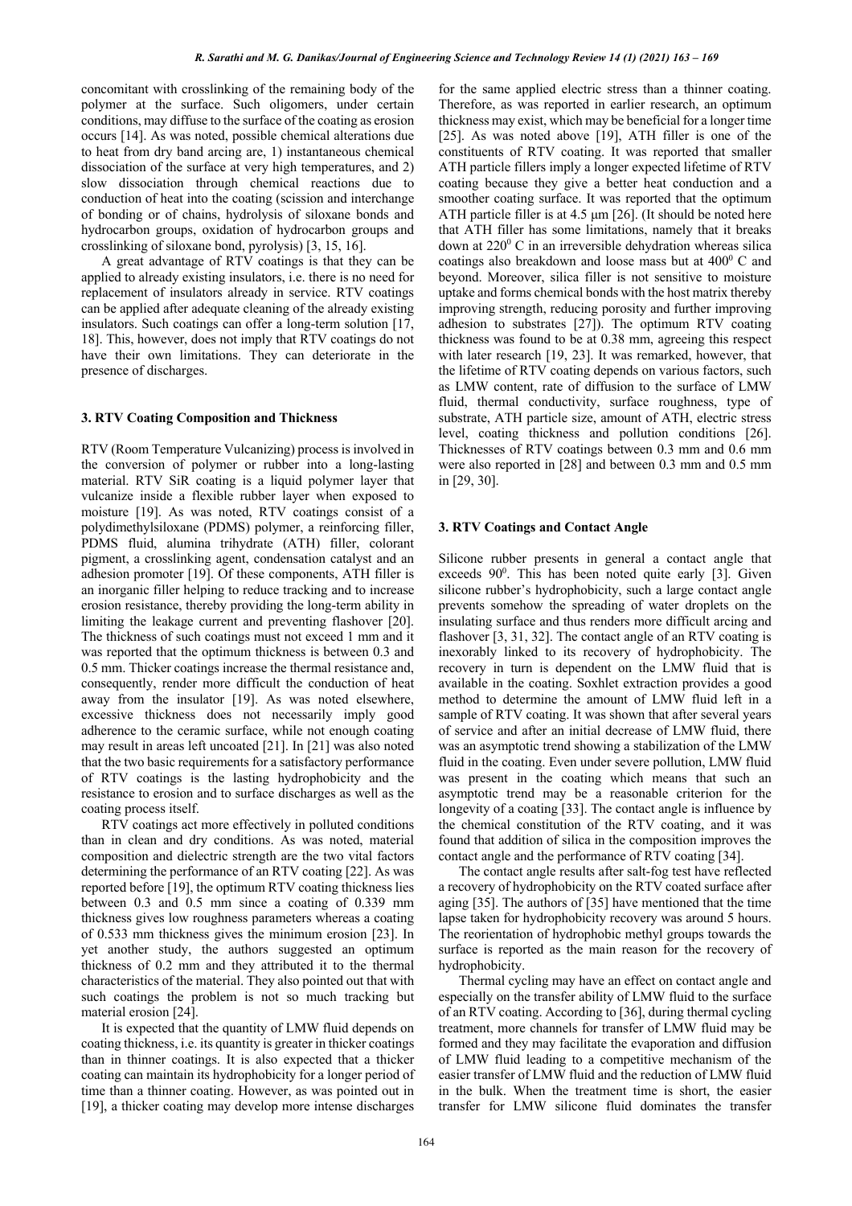concomitant with crosslinking of the remaining body of the polymer at the surface. Such oligomers, under certain conditions, may diffuse to the surface of the coating as erosion occurs [14]. As was noted, possible chemical alterations due to heat from dry band arcing are, 1) instantaneous chemical dissociation of the surface at very high temperatures, and 2) slow dissociation through chemical reactions due to conduction of heat into the coating (scission and interchange of bonding or of chains, hydrolysis of siloxane bonds and hydrocarbon groups, oxidation of hydrocarbon groups and crosslinking of siloxane bond, pyrolysis) [3, 15, 16].

A great advantage of RTV coatings is that they can be applied to already existing insulators, i.e. there is no need for replacement of insulators already in service. RTV coatings can be applied after adequate cleaning of the already existing insulators. Such coatings can offer a long-term solution [17, 18]. This, however, does not imply that RTV coatings do not have their own limitations. They can deteriorate in the presence of discharges.

## 3. RTV Coating Composition and Thickness

RTV (Room Temperature Vulcanizing) process is involved in the conversion of polymer or rubber into a long-lasting material. RTV SiR coating is a liquid polymer layer that vulcanize inside a flexible rubber layer when exposed to moisture [19]. As was noted, RTV coatings consist of a polydimethylsiloxane (PDMS) polymer, a reinforcing filler, PDMS fluid, alumina trihydrate (ATH) filler, colorant pigment, a crosslinking agent, condensation catalyst and an adhesion promoter [19]. Of these components, ATH filler is an inorganic filler helping to reduce tracking and to increase erosion resistance, thereby providing the long-term ability in limiting the leakage current and preventing flashover [20]. The thickness of such coatings must not exceed 1 mm and it was reported that the optimum thickness is between 0.3 and 0.5 mm. Thicker coatings increase the thermal resistance and, consequently, render more difficult the conduction of heat away from the insulator [19]. As was noted elsewhere, excessive thickness does not necessarily imply good adherence to the ceramic surface, while not enough coating may result in areas left uncoated [21]. In [21] was also noted that the two basic requirements for a satisfactory performance of RTV coatings is the lasting hydrophobicity and the resistance to erosion and to surface discharges as well as the coating process itself.

RTV coatings act more effectively in polluted conditions than in clean and dry conditions. As was noted, material composition and dielectric strength are the two vital factors determining the performance of an RTV coating [22]. As was reported before [19], the optimum RTV coating thickness lies between 0.3 and 0.5 mm since a coating of 0.339 mm thickness gives low roughness parameters whereas a coating of 0.533 mm thickness gives the minimum erosion [23]. In yet another study, the authors suggested an optimum thickness of 0.2 mm and they attributed it to the thermal characteristics of the material. They also pointed out that with such coatings the problem is not so much tracking but material erosion [24].

It is expected that the quantity of LMW fluid depends on coating thickness, i.e. its quantity is greater in thicker coatings than in thinner coatings. It is also expected that a thicker coating can maintain its hydrophobicity for a longer period of time than a thinner coating. However, as was pointed out in [19], a thicker coating may develop more intense discharges for the same applied electric stress than a thinner coating. Therefore, as was reported in earlier research, an optimum thickness may exist, which may be beneficial for a longer time [25]. As was noted above [19], ATH filler is one of the constituents of RTV coating. It was reported that smaller ATH particle fillers imply a longer expected lifetime of RTV coating because they give a better heat conduction and a smoother coating surface. It was reported that the optimum ATH particle filler is at 4.5 μm [26]. (It should be noted here that ATH filler has some limitations, namely that it breaks down at $220^0$ C in an irreversible dehydration whereas silica coatings also breakdown and loose mass but at $400^0$ C and beyond. Moreover, silica filler is not sensitive to moisture uptake and forms chemical bonds with the host matrix thereby improving strength, reducing porosity and further improving adhesion to substrates [27]). The optimum RTV coating thickness was found to be at 0.38 mm, agreeing this respect with later research [19, 23]. It was remarked, however, that the lifetime of RTV coating depends on various factors, such as LMW content, rate of diffusion to the surface of LMW fluid, thermal conductivity, surface roughness, type of substrate, ATH particle size, amount of ATH, electric stress level, coating thickness and pollution conditions [26]. Thicknesses of RTV coatings between 0.3 mm and 0.6 mm were also reported in [28] and between 0.3 mm and 0.5 mm in [29, 30].

## 3. RTV Coatings and Contact Angle

Silicone rubber presents in general a contact angle that exceeds $90^0$. This has been noted quite early [3]. Given silicone rubber's hydrophobicity, such a large contact angle prevents somehow the spreading of water droplets on the insulating surface and thus renders more difficult arcing and flashover [3, 31, 32]. The contact angle of an RTV coating is inexorably linked to its recovery of hydrophobicity. The recovery in turn is dependent on the LMW fluid that is available in the coating. Soxhlet extraction provides a good method to determine the amount of LMW fluid left in a sample of RTV coating. It was shown that after several years of service and after an initial decrease of LMW fluid, there was an asymptotic trend showing a stabilization of the LMW fluid in the coating. Even under severe pollution, LMW fluid was present in the coating which means that such an asymptotic trend may be a reasonable criterion for the longevity of a coating [33]. The contact angle is influence by the chemical constitution of the RTV coating, and it was found that addition of silica in the composition improves the contact angle and the performance of RTV coating [34].

The contact angle results after salt-fog test have reflected a recovery of hydrophobicity on the RTV coated surface after aging [35]. The authors of [35] have mentioned that the time lapse taken for hydrophobicity recovery was around 5 hours. The reorientation of hydrophobic methyl groups towards the surface is reported as the main reason for the recovery of hydrophobicity.

Thermal cycling may have an effect on contact angle and especially on the transfer ability of LMW fluid to the surface of an RTV coating. According to [36], during thermal cycling treatment, more channels for transfer of LMW fluid may be formed and they may facilitate the evaporation and diffusion of LMW fluid leading to a competitive mechanism of the easier transfer of LMW fluid and the reduction of LMW fluid in the bulk. When the treatment time is short, the easier transfer for LMW silicone fluid dominates the transfer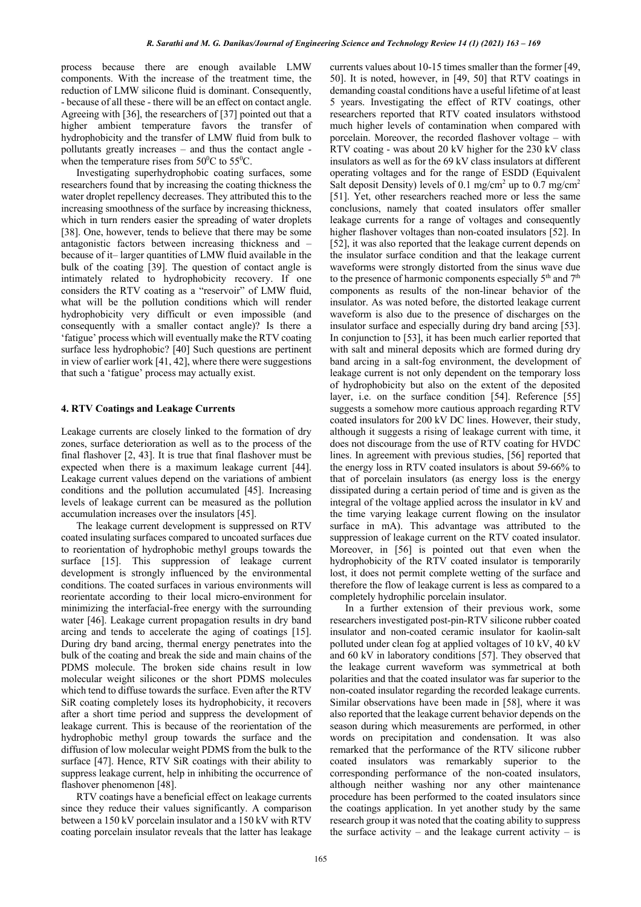process because there are enough available LMW components. With the increase of the treatment time, the reduction of LMW silicone fluid is dominant. Consequently, - because of all these - there will be an effect on contact angle. Agreeing with [36], the researchers of [37] pointed out that a higher ambient temperature favors the transfer of hydrophobicity and the transfer of LMW fluid from bulk to pollutants greatly increases – and thus the contact angle - when the temperature rises from $50^0$C to $55^0$C.

Investigating superhydrophobic coating surfaces, some researchers found that by increasing the coating thickness the water droplet repellency decreases. They attributed this to the increasing smoothness of the surface by increasing thickness, which in turn renders easier the spreading of water droplets [38]. One, however, tends to believe that there may be some antagonistic factors between increasing thickness and – because of it– larger quantities of LMW fluid available in the bulk of the coating [39]. The question of contact angle is intimately related to hydrophobicity recovery. If one considers the RTV coating as a "reservoir" of LMW fluid, what will be the pollution conditions which will render hydrophobicity very difficult or even impossible (and consequently with a smaller contact angle)? Is there a 'fatigue' process which will eventually make the RTV coating surface less hydrophobic? [40] Such questions are pertinent in view of earlier work [41, 42], where there were suggestions that such a 'fatigue' process may actually exist.

## 4. RTV Coatings and Leakage Currents

Leakage currents are closely linked to the formation of dry zones, surface deterioration as well as to the process of the final flashover [2, 43]. It is true that final flashover must be expected when there is a maximum leakage current [44]. Leakage current values depend on the variations of ambient conditions and the pollution accumulated [45]. Increasing levels of leakage current can be measured as the pollution accumulation increases over the insulators [45].

The leakage current development is suppressed on RTV coated insulating surfaces compared to uncoated surfaces due to reorientation of hydrophobic methyl groups towards the surface [15]. This suppression of leakage current development is strongly influenced by the environmental conditions. The coated surfaces in various environments will reorientate according to their local micro-environment for minimizing the interfacial-free energy with the surrounding water [46]. Leakage current propagation results in dry band arcing and tends to accelerate the aging of coatings [15]. During dry band arcing, thermal energy penetrates into the bulk of the coating and break the side and main chains of the PDMS molecule. The broken side chains result in low molecular weight silicones or the short PDMS molecules which tend to diffuse towards the surface. Even after the RTV SiR coating completely loses its hydrophobicity, it recovers after a short time period and suppress the development of leakage current. This is because of the reorientation of the hydrophobic methyl group towards the surface and the diffusion of low molecular weight PDMS from the bulk to the surface [47]. Hence, RTV SiR coatings with their ability to suppress leakage current, help in inhibiting the occurrence of flashover phenomenon [48].

RTV coatings have a beneficial effect on leakage currents since they reduce their values significantly. A comparison between a 150 kV porcelain insulator and a 150 kV with RTV coating porcelain insulator reveals that the latter has leakage currents values about 10-15 times smaller than the former [49, 50]. It is noted, however, in [49, 50] that RTV coatings in demanding coastal conditions have a useful lifetime of at least 5 years. Investigating the effect of RTV coatings, other researchers reported that RTV coated insulators withstood much higher levels of contamination when compared with porcelain. Moreover, the recorded flashover voltage – with RTV coating - was about 20 kV higher for the 230 kV class insulators as well as for the 69 kV class insulators at different operating voltages and for the range of ESDD (Equivalent Salt deposit Density) levels of 0.1 mg/cm$^2$ up to 0.7 mg/cm$^2$ [51]. Yet, other researchers reached more or less the same conclusions, namely that coated insulators offer smaller leakage currents for a range of voltages and consequently higher flashover voltages than non-coated insulators [52]. In [52], it was also reported that the leakage current depends on the insulator surface condition and that the leakage current waveforms were strongly distorted from the sinus wave due to the presence of harmonic components especially 5$^{th}$ and 7$^{th}$ components as results of the non-linear behavior of the insulator. As was noted before, the distorted leakage current waveform is also due to the presence of discharges on the insulator surface and especially during dry band arcing [53]. In conjunction to [53], it has been much earlier reported that with salt and mineral deposits which are formed during dry band arcing in a salt-fog environment, the development of leakage current is not only dependent on the temporary loss of hydrophobicity but also on the extent of the deposited layer, i.e. on the surface condition [54]. Reference [55] suggests a somehow more cautious approach regarding RTV coated insulators for 200 kV DC lines. However, their study, although it suggests a rising of leakage current with time, it does not discourage from the use of RTV coating for HVDC lines. In agreement with previous studies, [56] reported that the energy loss in RTV coated insulators is about 59-66% to that of porcelain insulators (as energy loss is the energy dissipated during a certain period of time and is given as the integral of the voltage applied across the insulator in kV and the time varying leakage current flowing on the insulator surface in mA). This advantage was attributed to the suppression of leakage current on the RTV coated insulator. Moreover, in [56] is pointed out that even when the hydrophobicity of the RTV coated insulator is temporarily lost, it does not permit complete wetting of the surface and therefore the flow of leakage current is less as compared to a completely hydrophilic porcelain insulator.

In a further extension of their previous work, some researchers investigated post-pin-RTV silicone rubber coated insulator and non-coated ceramic insulator for kaolin-salt polluted under clean fog at applied voltages of 10 kV, 40 kV and 60 kV in laboratory conditions [57]. They observed that the leakage current waveform was symmetrical at both polarities and that the coated insulator was far superior to the non-coated insulator regarding the recorded leakage currents. Similar observations have been made in [58], where it was also reported that the leakage current behavior depends on the season during which measurements are performed, in other words on precipitation and condensation. It was also remarked that the performance of the RTV silicone rubber coated insulators was remarkably superior to the corresponding performance of the non-coated insulators, although neither washing nor any other maintenance procedure has been performed to the coated insulators since the coatings application. In yet another study by the same research group it was noted that the coating ability to suppress the surface activity – and the leakage current activity – is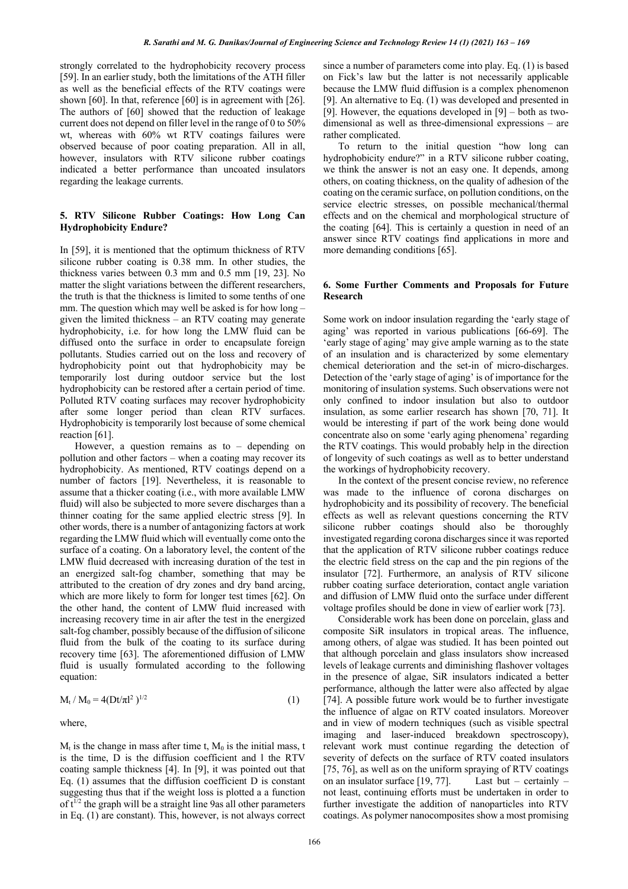strongly correlated to the hydrophobicity recovery process [59]. In an earlier study, both the limitations of the ATH filler as well as the beneficial effects of the RTV coatings were shown [60]. In that, reference [60] is in agreement with [26]. The authors of [60] showed that the reduction of leakage current does not depend on filler level in the range of 0 to 50% wt, whereas with 60% wt RTV coatings failures were observed because of poor coating preparation. All in all, however, insulators with RTV silicone rubber coatings indicated a better performance than uncoated insulators regarding the leakage currents.

## 5. RTV Silicone Rubber Coatings: How Long Can Hydrophobicity Endure?

In [59], it is mentioned that the optimum thickness of RTV silicone rubber coating is 0.38 mm. In other studies, the thickness varies between 0.3 mm and 0.5 mm [19, 23]. No matter the slight variations between the different researchers, the truth is that the thickness is limited to some tenths of one mm. The question which may well be asked is for how long – given the limited thickness – an RTV coating may generate hydrophobicity, i.e. for how long the LMW fluid can be diffused onto the surface in order to encapsulate foreign pollutants. Studies carried out on the loss and recovery of hydrophobicity point out that hydrophobicity may be temporarily lost during outdoor service but the lost hydrophobicity can be restored after a certain period of time. Polluted RTV coating surfaces may recover hydrophobicity after some longer period than clean RTV surfaces. Hydrophobicity is temporarily lost because of some chemical reaction [61].

However, a question remains as to – depending on pollution and other factors – when a coating may recover its hydrophobicity. As mentioned, RTV coatings depend on a number of factors [19]. Nevertheless, it is reasonable to assume that a thicker coating (i.e., with more available LMW fluid) will also be subjected to more severe discharges than a thinner coating for the same applied electric stress [9]. In other words, there is a number of antagonizing factors at work regarding the LMW fluid which will eventually come onto the surface of a coating. On a laboratory level, the content of the LMW fluid decreased with increasing duration of the test in an energized salt-fog chamber, something that may be attributed to the creation of dry zones and dry band arcing, which are more likely to form for longer test times [62]. On the other hand, the content of LMW fluid increased with increasing recovery time in air after the test in the energized salt-fog chamber, possibly because of the diffusion of silicone fluid from the bulk of the coating to its surface during recovery time [63]. The aforementioned diffusion of LMW fluid is usually formulated according to the following equation:

$$M_t / M_0 = 4(Dt/\pi l^2)^{1/2} \quad (1)$$

where,

$M_t$ is the change in mass after time t, $M_0$ is the initial mass, t is the time, D is the diffusion coefficient and l the RTV coating sample thickness [4]. In [9], it was pointed out that Eq. (1) assumes that the diffusion coefficient D is constant suggesting thus that if the weight loss is plotted a a function of $t^{1/2}$ the graph will be a straight line 9as all other parameters in Eq. (1) are constant). This, however, is not always correct since a number of parameters come into play. Eq. (1) is based on Fick's law but the latter is not necessarily applicable because the LMW fluid diffusion is a complex phenomenon [9]. An alternative to Eq. (1) was developed and presented in [9]. However, the equations developed in [9] – both as two-dimensional as well as three-dimensional expressions – are rather complicated.

To return to the initial question "how long can hydrophobicity endure?" in a RTV silicone rubber coating, we think the answer is not an easy one. It depends, among others, on coating thickness, on the quality of adhesion of the coating on the ceramic surface, on pollution conditions, on the service electric stresses, on possible mechanical/thermal effects and on the chemical and morphological structure of the coating [64]. This is certainly a question in need of an answer since RTV coatings find applications in more and more demanding conditions [65].

## 6. Some Further Comments and Proposals for Future Research

Some work on indoor insulation regarding the 'early stage of aging' was reported in various publications [66-69]. The 'early stage of aging' may give ample warning as to the state of an insulation and is characterized by some elementary chemical deterioration and the set-in of micro-discharges. Detection of the 'early stage of aging' is of importance for the monitoring of insulation systems. Such observations were not only confined to indoor insulation but also to outdoor insulation, as some earlier research has shown [70, 71]. It would be interesting if part of the work being done would concentrate also on some 'early aging phenomena' regarding the RTV coatings. This would probably help in the direction of longevity of such coatings as well as to better understand the workings of hydrophobicity recovery.

In the context of the present concise review, no reference was made to the influence of corona discharges on hydrophobicity and its possibility of recovery. The beneficial effects as well as relevant questions concerning the RTV silicone rubber coatings should also be thoroughly investigated regarding corona discharges since it was reported that the application of RTV silicone rubber coatings reduce the electric field stress on the cap and the pin regions of the insulator [72]. Furthermore, an analysis of RTV silicone rubber coating surface deterioration, contact angle variation and diffusion of LMW fluid onto the surface under different voltage profiles should be done in view of earlier work [73].

Considerable work has been done on porcelain, glass and composite SiR insulators in tropical areas. The influence, among others, of algae was studied. It has been pointed out that although porcelain and glass insulators show increased levels of leakage currents and diminishing flashover voltages in the presence of algae, SiR insulators indicated a better performance, although the latter were also affected by algae [74]. A possible future work would be to further investigate the influence of algae on RTV coated insulators. Moreover and in view of modern techniques (such as visible spectral imaging and laser-induced breakdown spectroscopy), relevant work must continue regarding the detection of severity of defects on the surface of RTV coated insulators [75, 76], as well as on the uniform spraying of RTV coatings on an insulator surface [19, 77]. Last but – certainly – not least, continuing efforts must be undertaken in order to further investigate the addition of nanoparticles into RTV coatings. As polymer nanocomposites show a most promising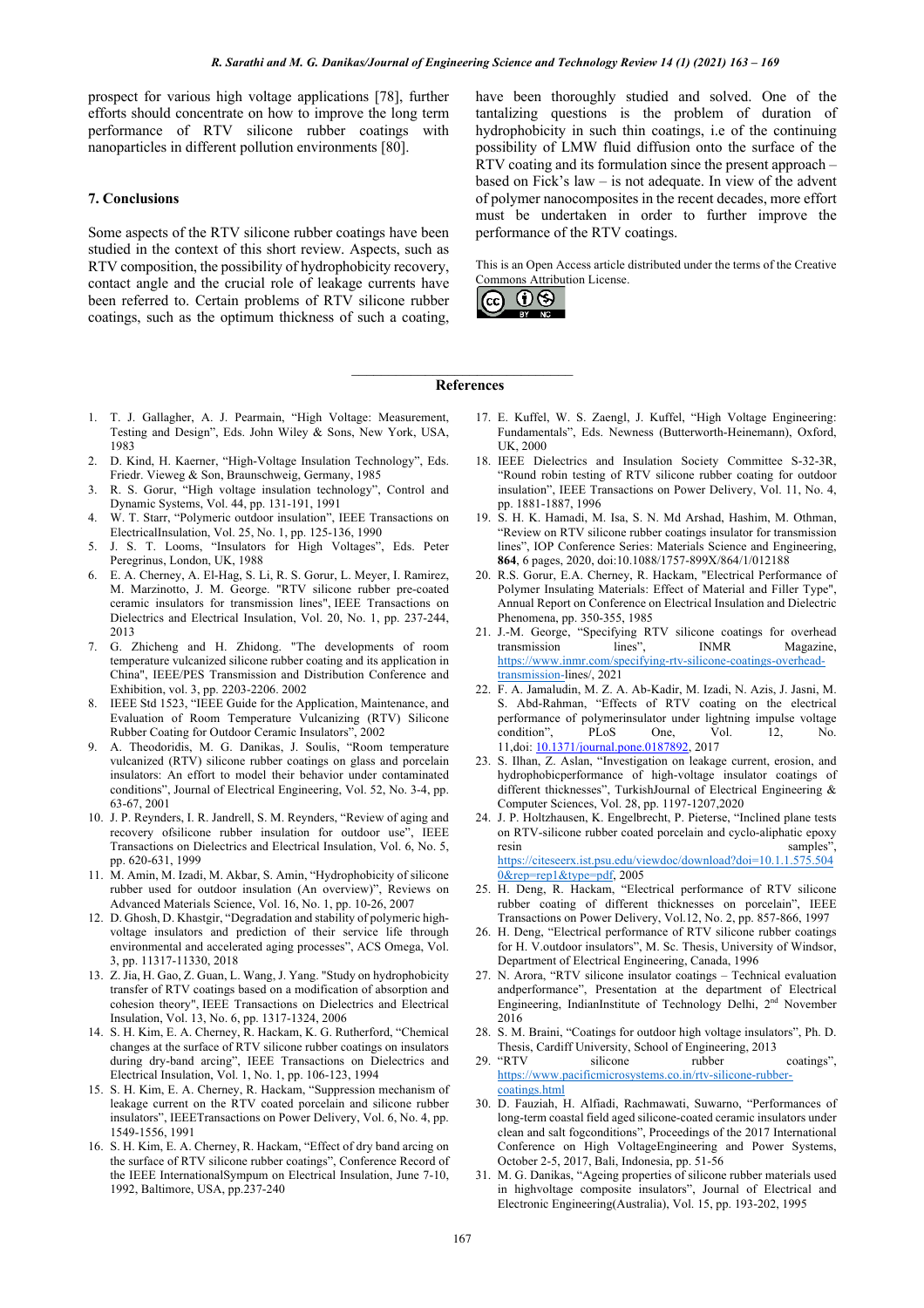prospect for various high voltage applications [78], further efforts should concentrate on how to improve the long term performance of RTV silicone rubber coatings with nanoparticles in different pollution environments [80].

## 7. Conclusions

Some aspects of the RTV silicone rubber coatings have been studied in the context of this short review. Aspects, such as RTV composition, the possibility of hydrophobicity recovery, contact angle and the crucial role of leakage currents have been referred to. Certain problems of RTV silicone rubber coatings, such as the optimum thickness of such a coating, have been thoroughly studied and solved. One of the tantalizing questions is the problem of duration of hydrophobicity in such thin coatings, i.e of the continuing possibility of LMW fluid diffusion onto the surface of the RTV coating and its formulation since the present approach – based on Fick's law – is not adequate. In view of the advent of polymer nanocomposites in the recent decades, more effort must be undertaken in order to further improve the performance of the RTV coatings.

This is an Open Access article distributed under the terms of the Creative Commons Attribution License.

## References

1. T. J. Gallagher, A. J. Pearmain, "High Voltage: Measurement, Testing and Design", Eds. John Wiley & Sons, New York, USA, 1983
2. D. Kind, H. Kaerner, "High-Voltage Insulation Technology", Eds. Friedr. Vieweg & Son, Braunschweig, Germany, 1985
3. R. S. Gorur, "High voltage insulation technology", Control and Dynamic Systems, Vol. 44, pp. 131-191, 1991
4. W. T. Starr, "Polymeric outdoor insulation", IEEE Transactions on ElectricalInsulation, Vol. 25, No. 1, pp. 125-136, 1990
5. J. S. T. Looms, "Insulators for High Voltages", Eds. Peter Peregrinus, London, UK, 1988
6. E. A. Cherney, A. El-Hag, S. Li, R. S. Gorur, L. Meyer, I. Ramirez, M. Marzinotto, J. M. George. "RTV silicone rubber pre-coated ceramic insulators for transmission lines", IEEE Transactions on Dielectrics and Electrical Insulation, Vol. 20, No. 1, pp. 237-244, 2013
7. G. Zhicheng and H. Zhidong. "The developments of room temperature vulcanized silicone rubber coating and its application in China", IEEE/PES Transmission and Distribution Conference and Exhibition, vol. 3, pp. 2203-2206. 2002
8. IEEE Std 1523, "IEEE Guide for the Application, Maintenance, and Evaluation of Room Temperature Vulcanizing (RTV) Silicone Rubber Coating for Outdoor Ceramic Insulators", 2002
9. A. Theodoridis, M. G. Danikas, J. Soulis, "Room temperature vulcanized (RTV) silicone rubber coatings on glass and porcelain insulators: An effort to model their behavior under contaminated conditions", Journal of Electrical Engineering, Vol. 52, No. 3-4, pp. 63-67, 2001
10. J. P. Reynders, I. R. Jandrell, S. M. Reynders, "Review of aging and recovery ofsilicone rubber insulation for outdoor use", IEEE Transactions on Dielectrics and Electrical Insulation, Vol. 6, No. 5, pp. 620-631, 1999
11. M. Amin, M. Izadi, M. Akbar, S. Amin, "Hydrophobicity of silicone rubber used for outdoor insulation (An overview)", Reviews on Advanced Materials Science, Vol. 16, No. 1, pp. 10-26, 2007
12. D. Ghosh, D. Khastgir, "Degradation and stability of polymeric high-voltage insulators and prediction of their service life through environmental and accelerated aging processes", ACS Omega, Vol. 3, pp. 11317-11330, 2018
13. Z. Jia, H. Gao, Z. Guan, L. Wang, J. Yang. "Study on hydrophobicity transfer of RTV coatings based on a modification of absorption and cohesion theory", IEEE Transactions on Dielectrics and Electrical Insulation, Vol. 13, No. 6, pp. 1317-1324, 2006
14. S. H. Kim, E. A. Cherney, R. Hackam, K. G. Rutherford, "Chemical changes at the surface of RTV silicone rubber coatings on insulators during dry-band arcing", IEEE Transactions on Dielectrics and Electrical Insulation, Vol. 1, No. 1, pp. 106-123, 1994
15. S. H. Kim, E. A. Cherney, R. Hackam, "Suppression mechanism of leakage current on the RTV coated porcelain and silicone rubber insulators", IEEETransactions on Power Delivery, Vol. 6, No. 4, pp. 1549-1556, 1991
16. S. H. Kim, E. A. Cherney, R. Hackam, "Effect of dry band arcing on the surface of RTV silicone rubber coatings", Conference Record of the IEEE InternationalSympum on Electrical Insulation, June 7-10, 1992, Baltimore, USA, pp.237-240
17. E. Kuffel, W. S. Zaengl, J. Kuffel, "High Voltage Engineering: Fundamentals", Eds. Newness (Butterworth-Heinemann), Oxford, UK, 2000
18. IEEE Dielectrics and Insulation Society Committee S-32-3R, "Round robin testing of RTV silicone rubber coating for outdoor insulation", IEEE Transactions on Power Delivery, Vol. 11, No. 4, pp. 1881-1887, 1996
19. S. H. K. Hamadi, M. Isa, S. N. Md Arshad, Hashim, M. Othman, "Review on RTV silicone rubber coatings insulator for transmission lines", IOP Conference Series: Materials Science and Engineering, **864**, 6 pages, 2020, doi:10.1088/1757-899X/864/1/012188
20. R.S. Gorur, E.A. Cherney, R. Hackam, "Electrical Performance of Polymer Insulating Materials: Effect of Material and Filler Type", Annual Report on Conference on Electrical Insulation and Dielectric Phenomena, pp. 350-355, 1985
21. J.-M. George, "Specifying RTV silicone coatings for overhead transmission lines", INMR Magazine, https://www.inmr.com/specifying-rtv-silicone-coatings-overhead-transmission-lines/, 2021
22. F. A. Jamaludin, M. Z. A. Ab-Kadir, M. Izadi, N. Azis, J. Jasni, M. S. Abd-Rahman, "Effects of RTV coating on the electrical performance of polymerinsulator under lightning impulse voltage condition", PLoS One, Vol. 12, No. 11,doi: 10.1371/journal.pone.0187892, 2017
23. S. Ilhan, Z. Aslan, "Investigation on leakage current, erosion, and hydrophobicperformance of high-voltage insulator coatings of different thicknesses", TurkishJournal of Electrical Engineering & Computer Sciences, Vol. 28, pp. 1197-1207,2020
24. J. P. Holtzhausen, K. Engelbrecht, P. Pieterse, "Inclined plane tests on RTV-silicone rubber coated porcelain and cyclo-aliphatic epoxy resin samples", https://citeseerx.ist.psu.edu/viewdoc/download?doi=10.1.1.575.5040&rep=rep1&type=pdf, 2005
25. H. Deng, R. Hackam, "Electrical performance of RTV silicone rubber coating of different thicknesses on porcelain", IEEE Transactions on Power Delivery, Vol.12, No. 2, pp. 857-866, 1997
26. H. Deng, "Electrical performance of RTV silicone rubber coatings for H. V.outdoor insulators", M. Sc. Thesis, University of Windsor, Department of Electrical Engineering, Canada, 1996
27. N. Arora, "RTV silicone insulator coatings – Technical evaluation andperformance", Presentation at the department of Electrical Engineering, IndianInstitute of Technology Delhi, 2nd November 2016
28. S. M. Braini, "Coatings for outdoor high voltage insulators", Ph. D. Thesis, Cardiff University, School of Engineering, 2013
29. "RTV silicone rubber coatings", https://www.pacificmicrosystems.co.in/rtv-silicone-rubber-coatings.html
30. D. Fauziah, H. Alfiadi, Rachmawati, Suwarno, "Performances of long-term coastal field aged silicone-coated ceramic insulators under clean and salt fogconditions", Proceedings of the 2017 International Conference on High VoltageEngineering and Power Systems, October 2-5, 2017, Bali, Indonesia, pp. 51-56
31. M. G. Danikas, "Ageing properties of silicone rubber materials used in highvoltage composite insulators", Journal of Electrical and Electronic Engineering(Australia), Vol. 15, pp. 193-202, 1995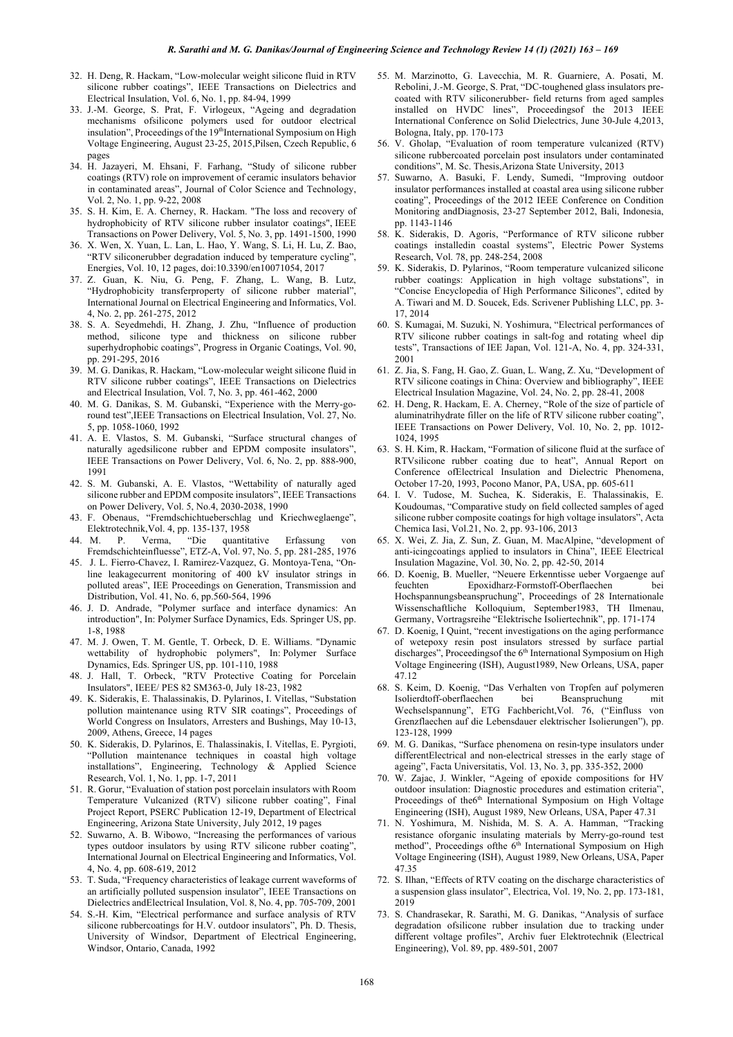32. H. Deng, R. Hackam, "Low-molecular weight silicone fluid in RTV silicone rubber coatings", IEEE Transactions on Dielectrics and Electrical Insulation, Vol. 6, No. 1, pp. 84-94, 1999
33. J.-M. George, S. Prat, F. Virlogeux, "Ageing and degradation mechanisms ofsilicone polymers used for outdoor electrical insulation", Proceedings of the 19thInternational Symposium on High Voltage Engineering, August 23-25, 2015,Pilsen, Czech Republic, 6 pages
34. H. Jazayeri, M. Ehsani, F. Farhang, "Study of silicone rubber coatings (RTV) role on improvement of ceramic insulators behavior in contaminated areas", Journal of Color Science and Technology, Vol. 2, No. 1, pp. 9-22, 2008
35. S. H. Kim, E. A. Cherney, R. Hackam. "The loss and recovery of hydrophobicity of RTV silicone rubber insulator coatings", IEEE Transactions on Power Delivery, Vol. 5, No. 3, pp. 1491-1500, 1990
36. X. Wen, X. Yuan, L. Lan, L. Hao, Y. Wang, S. Li, H. Lu, Z. Bao, "RTV siliconerubber degradation induced by temperature cycling", Energies, Vol. 10, 12 pages, doi:10.3390/en10071054, 2017
37. Z. Guan, K. Niu, G. Peng, F. Zhang, L. Wang, B. Lutz, "Hydrophobicity transferproperty of silicone rubber material", International Journal on Electrical Engineering and Informatics, Vol. 4, No. 2, pp. 261-275, 2012
38. S. A. Seyedmehdi, H. Zhang, J. Zhu, "Influence of production method, silicone type and thickness on silicone rubber superhydrophobic coatings", Progress in Organic Coatings, Vol. 90, pp. 291-295, 2016
39. M. G. Danikas, R. Hackam, "Low-molecular weight silicone fluid in RTV silicone rubber coatings", IEEE Transactions on Dielectrics and Electrical Insulation, Vol. 7, No. 3, pp. 461-462, 2000
40. M. G. Danikas, S. M. Gubanski, "Experience with the Merry-go-round test",IEEE Transactions on Electrical Insulation, Vol. 27, No. 5, pp. 1058-1060, 1992
41. A. E. Vlastos, S. M. Gubanski, "Surface structural changes of naturally agedsilicone rubber and EPDM composite insulators", IEEE Transactions on Power Delivery, Vol. 6, No. 2, pp. 888-900, 1991
42. S. M. Gubanski, A. E. Vlastos, "Wettability of naturally aged silicone rubber and EPDM composite insulators", IEEE Transactions on Power Delivery, Vol. 5, No.4, 2030-2038, 1990
43. F. Obenaus, "Fremdschichtueberschlag und Kriechweglaenge", Elektrotechnik,Vol. 4, pp. 135-137, 1958
44. M. P. Verma, "Die quantitative Erfassung von Fremdschichteinfluesse", ETZ-A, Vol. 97, No. 5, pp. 281-285, 1976
45. J. L. Fierro-Chavez, I. Ramirez-Vazquez, G. Montoya-Tena, "On-line leakagecurrent monitoring of 400 kV insulator strings in polluted areas", IEE Proceedings on Generation, Transmission and Distribution, Vol. 41, No. 6, pp.560-564, 1996
46. J. D. Andrade, "Polymer surface and interface dynamics: An introduction", In: Polymer Surface Dynamics, Eds. Springer US, pp. 1-8, 1988
47. M. J. Owen, T. M. Gentle, T. Orbeck, D. E. Williams. "Dynamic wettability of hydrophobic polymers", In: Polymer Surface Dynamics, Eds. Springer US, pp. 101-110, 1988
48. J. Hall, T. Orbeck, "RTV Protective Coating for Porcelain Insulators", IEEE/ PES 82 SM363-0, July 18-23, 1982
49. K. Siderakis, E. Thalassinakis, D. Pylarinos, I. Vitellas, "Substation pollution maintenance using RTV SIR coatings", Proceedings of World Congress on Insulators, Arresters and Bushings, May 10-13, 2009, Athens, Greece, 14 pages
50. K. Siderakis, D. Pylarinos, E. Thalassinakis, I. Vitellas, E. Pyrgioti, "Pollution maintenance techniques in coastal high voltage installations", Engineering, Technology & Applied Science Research, Vol. 1, No. 1, pp. 1-7, 2011
51. R. Gorur, "Evaluation of station post porcelain insulators with Room Temperature Vulcanized (RTV) silicone rubber coating", Final Project Report, PSERC Publication 12-19, Department of Electrical Engineering, Arizona State University, July 2012, 19 pages
52. Suwarno, A. B. Wibowo, "Increasing the performances of various types outdoor insulators by using RTV silicone rubber coating", International Journal on Electrical Engineering and Informatics, Vol. 4, No. 4, pp. 608-619, 2012
53. T. Suda, "Frequency characteristics of leakage current waveforms of an artificially polluted suspension insulator", IEEE Transactions on Dielectrics andElectrical Insulation, Vol. 8, No. 4, pp. 705-709, 2001
54. S.-H. Kim, "Electrical performance and surface analysis of RTV silicone rubbercoatings for H.V. outdoor insulators", Ph. D. Thesis, University of Windsor, Department of Electrical Engineering, Windsor, Ontario, Canada, 1992
55. M. Marzinotto, G. Lavecchia, M. R. Guarniere, A. Posati, M. Rebolini, J.-M. George, S. Prat, "DC-toughened glass insulators pre-coated with RTV siliconerubber- field returns from aged samples installed on HVDC lines", Proceedingsof the 2013 IEEE International Conference on Solid Dielectrics, June 30-Jule 4,2013, Bologna, Italy, pp. 170-173
56. V. Gholap, "Evaluation of room temperature vulcanized (RTV) silicone rubbercoated porcelain post insulators under contaminated conditions", M. Sc. Thesis,Arizona State University, 2013
57. Suwarno, A. Basuki, F. Lendy, Sumedi, "Improving outdoor insulator performances installed at coastal area using silicone rubber coating", Proceedings of the 2012 IEEE Conference on Condition Monitoring andDiagnosis, 23-27 September 2012, Bali, Indonesia, pp. 1143-1146
58. K. Siderakis, D. Agoris, "Performance of RTV silicone rubber coatings installedin coastal systems", Electric Power Systems Research, Vol. 78, pp. 248-254, 2008
59. K. Siderakis, D. Pylarinos, "Room temperature vulcanized silicone rubber coatings: Application in high voltage substations", in "Concise Encyclopedia of High Performance Silicones", edited by A. Tiwari and M. D. Soucek, Eds. Scrivener Publishing LLC, pp. 3-17, 2014
60. S. Kumagai, M. Suzuki, N. Yoshimura, "Electrical performances of RTV silicone rubber coatings in salt-fog and rotating wheel dip tests", Transactions of IEE Japan, Vol. 121-A, No. 4, pp. 324-331, 2001
61. Z. Jia, S. Fang, H. Gao, Z. Guan, L. Wang, Z. Xu, "Development of RTV silicone coatings in China: Overview and bibliography", IEEE Electrical Insulation Magazine, Vol. 24, No. 2, pp. 28-41, 2008
62. H. Deng, R. Hackam, E. A. Cherney, "Role of the size of particle of aluminatrihydrate filler on the life of RTV silicone rubber coating", IEEE Transactions on Power Delivery, Vol. 10, No. 2, pp. 1012-1024, 1995
63. S. H. Kim, R. Hackam, "Formation of silicone fluid at the surface of RTVsilicone rubber coating due to heat", Annual Report on Conference ofElectrical Insulation and Dielectric Phenomena, October 17-20, 1993, Pocono Manor, PA, USA, pp. 605-611
64. I. V. Tudose, M. Suchea, K. Siderakis, E. Thalassinakis, E. Koudoumas, "Comparative study on field collected samples of aged silicone rubber composite coatings for high voltage insulators", Acta Chemica Iasi, Vol.21, No. 2, pp. 93-106, 2013
65. X. Wei, Z. Jia, Z. Sun, Z. Guan, M. MacAlpine, "development of anti-icingcoatings applied to insulators in China", IEEE Electrical Insulation Magazine, Vol. 30, No. 2, pp. 42-50, 2014
66. D. Koenig, B. Mueller, "Neuere Erkenntisse ueber Vorgaenge auf feuchten Epoxidharz-Formstoff-Oberflaechen bei Hochspannungsbeanspruchung", Proceedings of 28 Internationale Wissenschaftliche Kolloquium, September1983, TH Ilmenau, Germany, Vortragsreihe "Elektrische Isoliertechnik", pp. 171-174
67. D. Koenig, I Quint, "recent investigations on the aging performance of wetepoxy resin post insulators stressed by surface partial discharges", Proceedingsof the 6th International Symposium on High Voltage Engineering (ISH), August1989, New Orleans, USA, paper 47.12
68. S. Keim, D. Koenig, "Das Verhalten von Tropfen auf polymeren Isolierdtoff-oberflaechen bei Beanspruchung mit Wechselspannung", ETG Fachbericht,Vol. 76, ("Einfluss von Grenzflaechen auf die Lebensdauer elektrischer Isolierungen"), pp. 123-128, 1999
69. M. G. Danikas, "Surface phenomena on resin-type insulators under differentElectrical and non-electrical stresses in the early stage of ageing", Facta Universitatis, Vol. 13, No. 3, pp. 335-352, 2000
70. W. Zajac, J. Winkler, "Ageing of epoxide compositions for HV outdoor insulation: Diagnostic procedures and estimation criteria", Proceedings of the6th International Symposium on High Voltage Engineering (ISH), August 1989, New Orleans, USA, Paper 47.31
71. N. Yoshimura, M. Nishida, M. S. A. A. Hamman, "Tracking resistance oforganic insulating materials by Merry-go-round test method", Proceedings ofthe 6th International Symposium on High Voltage Engineering (ISH), August 1989, New Orleans, USA, Paper 47.35
72. S. Ilhan, "Effects of RTV coating on the discharge characteristics of a suspension glass insulator", Electrica, Vol. 19, No. 2, pp. 173-181, 2019
73. S. Chandrasekar, R. Sarathi, M. G. Danikas, "Analysis of surface degradation ofsilicone rubber insulation due to tracking under different voltage profiles", Archiv fuer Elektrotechnik (Electrical Engineering), Vol. 89, pp. 489-501, 2007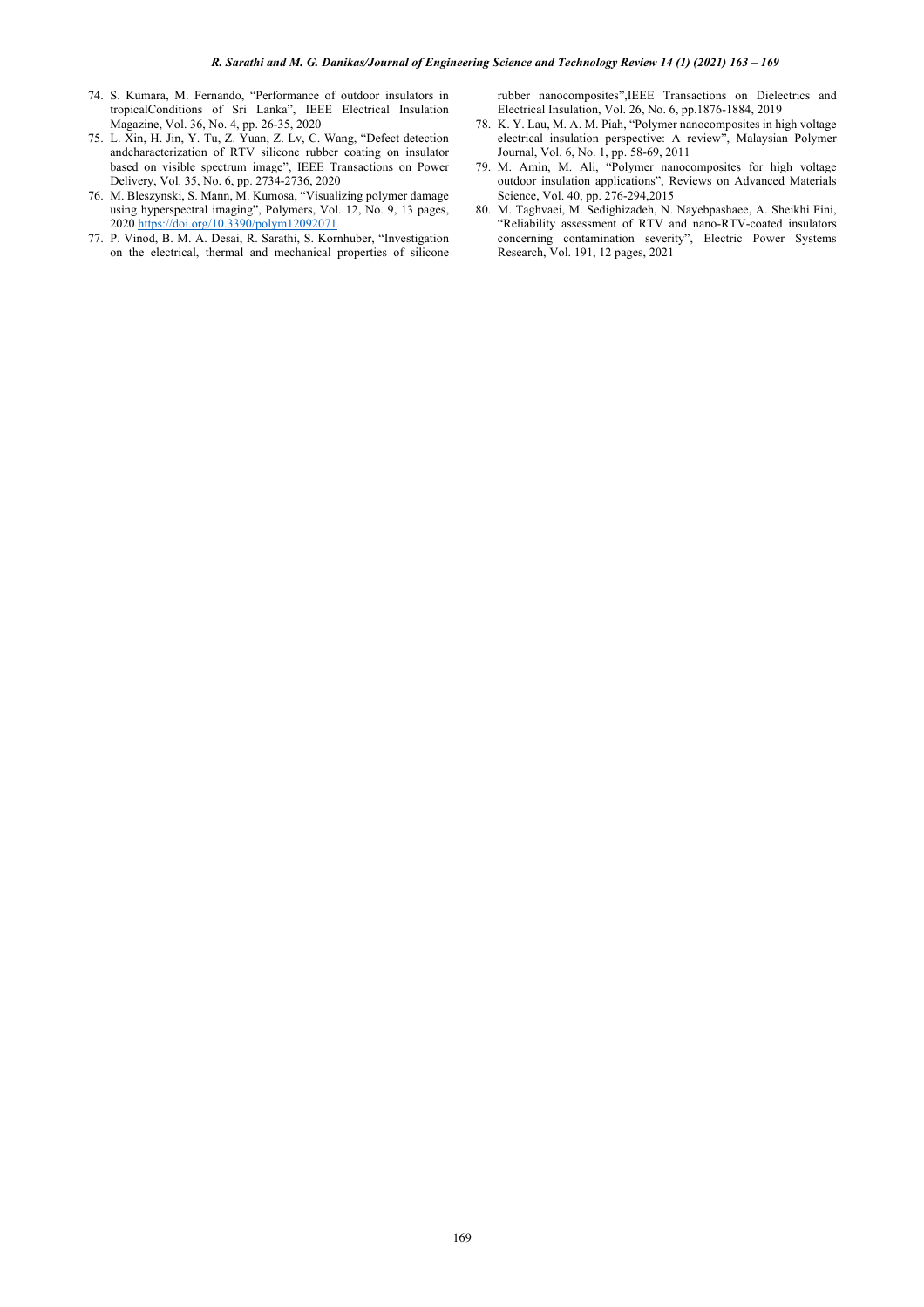74. S. Kumara, M. Fernando, "Performance of outdoor insulators in tropicalConditions of Sri Lanka", IEEE Electrical Insulation Magazine, Vol. 36, No. 4, pp. 26-35, 2020
75. L. Xin, H. Jin, Y. Tu, Z. Yuan, Z. Lv, C. Wang, "Defect detection andcharacterization of RTV silicone rubber coating on insulator based on visible spectrum image", IEEE Transactions on Power Delivery, Vol. 35, No. 6, pp. 2734-2736, 2020
76. M. Bleszynski, S. Mann, M. Kumosa, "Visualizing polymer damage using hyperspectral imaging", Polymers, Vol. 12, No. 9, 13 pages, 2020 https://doi.org/10.3390/polym12092071
77. P. Vinod, B. M. A. Desai, R. Sarathi, S. Kornhuber, "Investigation on the electrical, thermal and mechanical properties of silicone rubber nanocomposites",IEEE Transactions on Dielectrics and Electrical Insulation, Vol. 26, No. 6, pp.1876-1884, 2019
78. K. Y. Lau, M. A. M. Piah, "Polymer nanocomposites in high voltage electrical insulation perspective: A review", Malaysian Polymer Journal, Vol. 6, No. 1, pp. 58-69, 2011
79. M. Amin, M. Ali, "Polymer nanocomposites for high voltage outdoor insulation applications", Reviews on Advanced Materials Science, Vol. 40, pp. 276-294,2015
80. M. Taghvaei, M. Sedighizadeh, N. Nayebpashaee, A. Sheikhi Fini, "Reliability assessment of RTV and nano-RTV-coated insulators concerning contamination severity", Electric Power Systems Research, Vol. 191, 12 pages, 2021